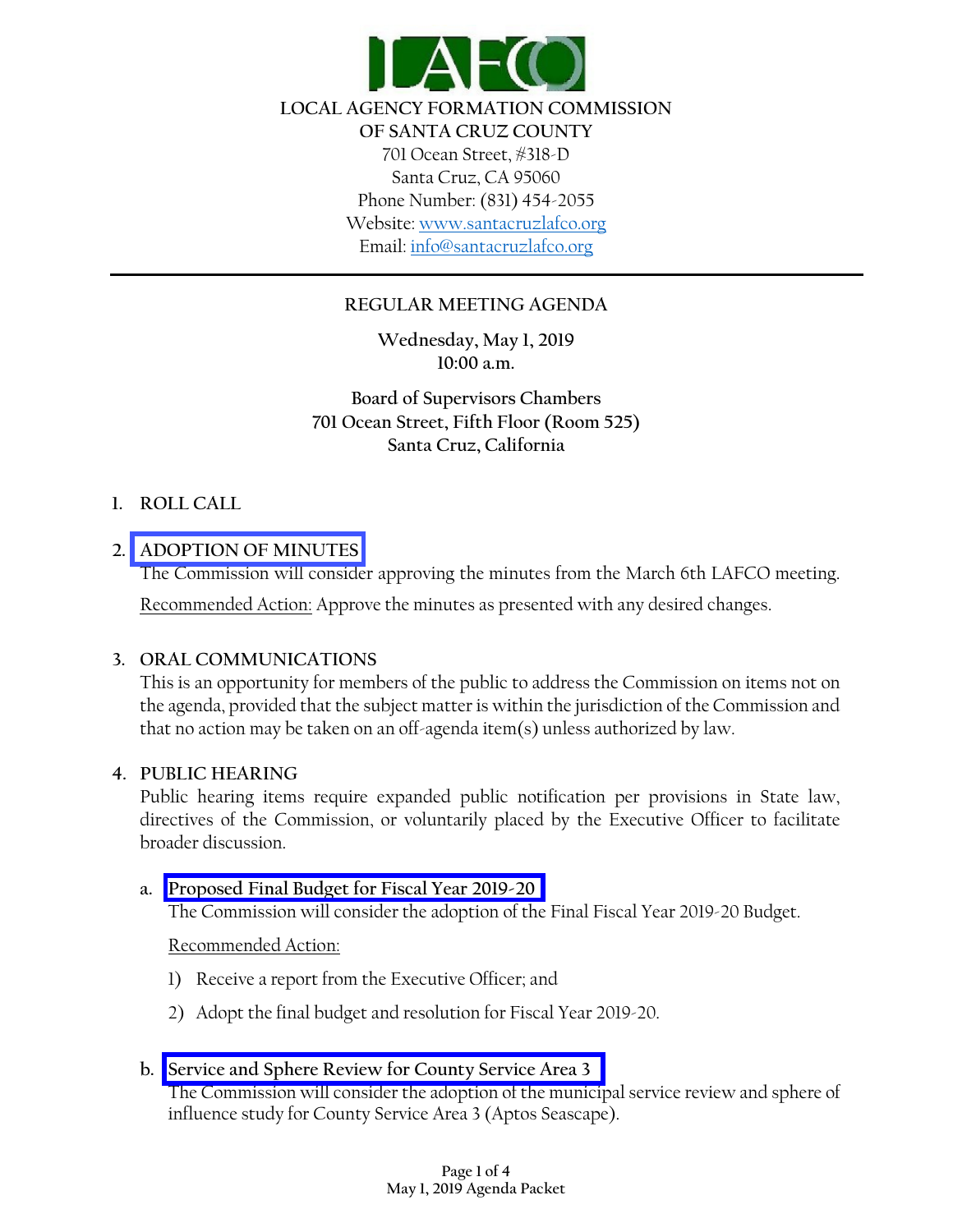LOCAL AGENCY FORMATION COMMISSION
OF SANTA CRUZ COUNTY
701 Ocean Street, #318-D
Santa Cruz, CA 95060
Phone Number: (831) 454-2055
Website: www.santacruzlafco.org
Email: info@santacruzlafco.org

---

# REGULAR MEETING AGENDA

**Wednesday, May 1, 2019**
**10:00 a.m.**

**Board of Supervisors Chambers**
**701 Ocean Street, Fifth Floor (Room 525)**
**Santa Cruz, California**

## 1. ROLL CALL

## 2. ADOPTION OF MINUTES

The Commission will consider approving the minutes from the March 6th LAFCO meeting.

Recommended Action: Approve the minutes as presented with any desired changes.

## 3. ORAL COMMUNICATIONS

This is an opportunity for members of the public to address the Commission on items not on the agenda, provided that the subject matter is within the jurisdiction of the Commission and that no action may be taken on an off-agenda item(s) unless authorized by law.

## 4. PUBLIC HEARING

Public hearing items require expanded public notification per provisions in State law, directives of the Commission, or voluntarily placed by the Executive Officer to facilitate broader discussion.

### a. Proposed Final Budget for Fiscal Year 2019-20

The Commission will consider the adoption of the Final Fiscal Year 2019-20 Budget.

Recommended Action:

1) Receive a report from the Executive Officer; and
2) Adopt the final budget and resolution for Fiscal Year 2019-20.

### b. Service and Sphere Review for County Service Area 3

The Commission will consider the adoption of the municipal service review and sphere of influence study for County Service Area 3 (Aptos Seascape).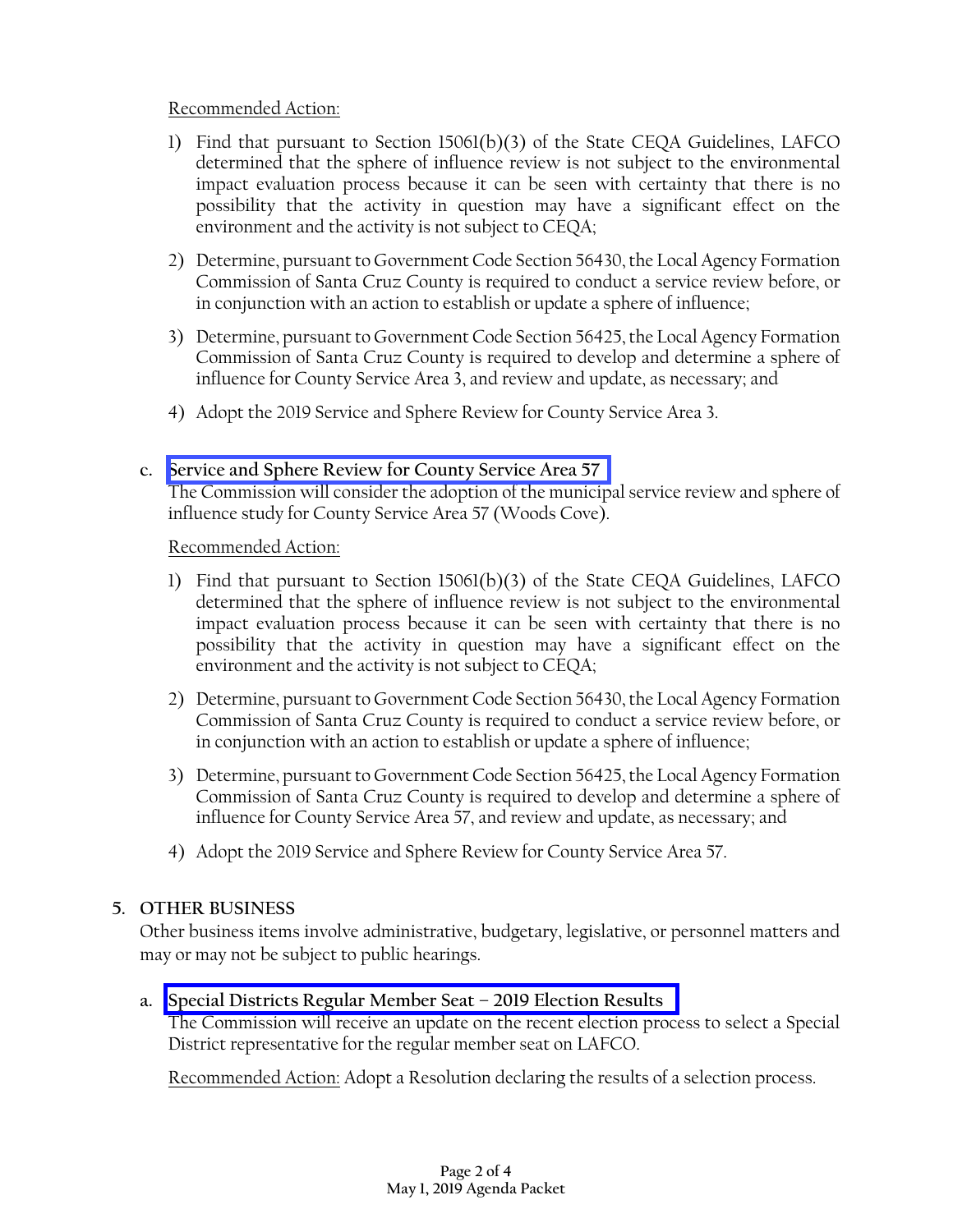Recommended Action:

1) Find that pursuant to Section 15061(b)(3) of the State CEQA Guidelines, LAFCO determined that the sphere of influence review is not subject to the environmental impact evaluation process because it can be seen with certainty that there is no possibility that the activity in question may have a significant effect on the environment and the activity is not subject to CEQA;

2) Determine, pursuant to Government Code Section 56430, the Local Agency Formation Commission of Santa Cruz County is required to conduct a service review before, or in conjunction with an action to establish or update a sphere of influence;

3) Determine, pursuant to Government Code Section 56425, the Local Agency Formation Commission of Santa Cruz County is required to develop and determine a sphere of influence for County Service Area 3, and review and update, as necessary; and

4) Adopt the 2019 Service and Sphere Review for County Service Area 3.

c. **Service and Sphere Review for County Service Area 57**

The Commission will consider the adoption of the municipal service review and sphere of influence study for County Service Area 57 (Woods Cove).

Recommended Action:

1) Find that pursuant to Section 15061(b)(3) of the State CEQA Guidelines, LAFCO determined that the sphere of influence review is not subject to the environmental impact evaluation process because it can be seen with certainty that there is no possibility that the activity in question may have a significant effect on the environment and the activity is not subject to CEQA;

2) Determine, pursuant to Government Code Section 56430, the Local Agency Formation Commission of Santa Cruz County is required to conduct a service review before, or in conjunction with an action to establish or update a sphere of influence;

3) Determine, pursuant to Government Code Section 56425, the Local Agency Formation Commission of Santa Cruz County is required to develop and determine a sphere of influence for County Service Area 57, and review and update, as necessary; and

4) Adopt the 2019 Service and Sphere Review for County Service Area 57.

## 5. OTHER BUSINESS

Other business items involve administrative, budgetary, legislative, or personnel matters and may or may not be subject to public hearings.

a. **Special Districts Regular Member Seat – 2019 Election Results**

The Commission will receive an update on the recent election process to select a Special District representative for the regular member seat on LAFCO.

Recommended Action: Adopt a Resolution declaring the results of a selection process.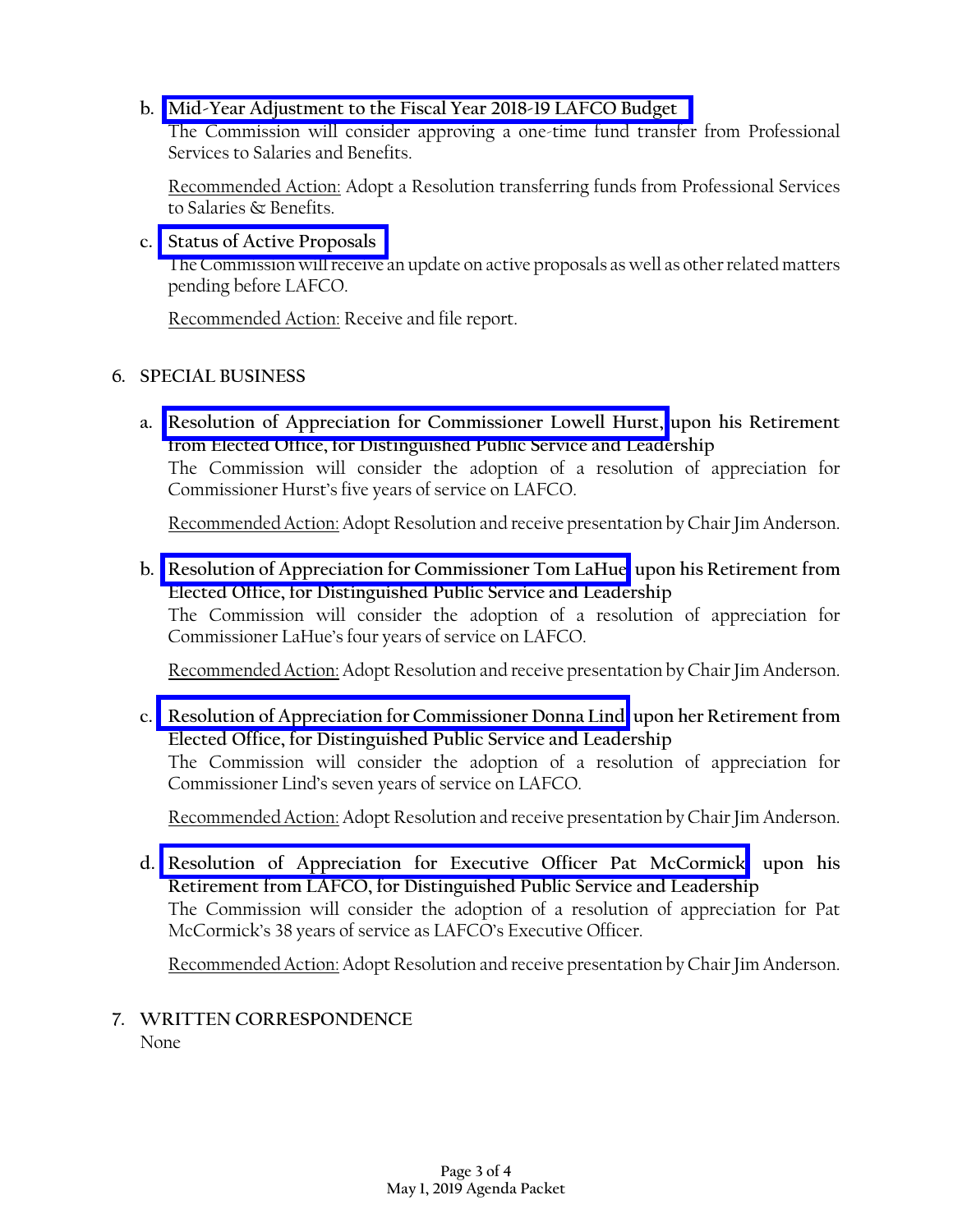b. **Mid-Year Adjustment to the Fiscal Year 2018-19 LAFCO Budget**
The Commission will consider approving a one-time fund transfer from Professional Services to Salaries and Benefits.

Recommended Action: Adopt a Resolution transferring funds from Professional Services to Salaries & Benefits.

c. **Status of Active Proposals**
The Commission will receive an update on active proposals as well as other related matters pending before LAFCO.

Recommended Action: Receive and file report.

6. SPECIAL BUSINESS

a. **Resolution of Appreciation for Commissioner Lowell Hurst, upon his Retirement from Elected Office, for Distinguished Public Service and Leadership**
The Commission will consider the adoption of a resolution of appreciation for Commissioner Hurst's five years of service on LAFCO.

Recommended Action: Adopt Resolution and receive presentation by Chair Jim Anderson.

b. **Resolution of Appreciation for Commissioner Tom LaHue upon his Retirement from Elected Office, for Distinguished Public Service and Leadership**
The Commission will consider the adoption of a resolution of appreciation for Commissioner LaHue's four years of service on LAFCO.

Recommended Action: Adopt Resolution and receive presentation by Chair Jim Anderson.

c. **Resolution of Appreciation for Commissioner Donna Lind upon her Retirement from Elected Office, for Distinguished Public Service and Leadership**
The Commission will consider the adoption of a resolution of appreciation for Commissioner Lind's seven years of service on LAFCO.

Recommended Action: Adopt Resolution and receive presentation by Chair Jim Anderson.

d. **Resolution of Appreciation for Executive Officer Pat McCormick upon his Retirement from LAFCO, for Distinguished Public Service and Leadership**
The Commission will consider the adoption of a resolution of appreciation for Pat McCormick's 38 years of service as LAFCO's Executive Officer.

Recommended Action: Adopt Resolution and receive presentation by Chair Jim Anderson.

7. WRITTEN CORRESPONDENCE
None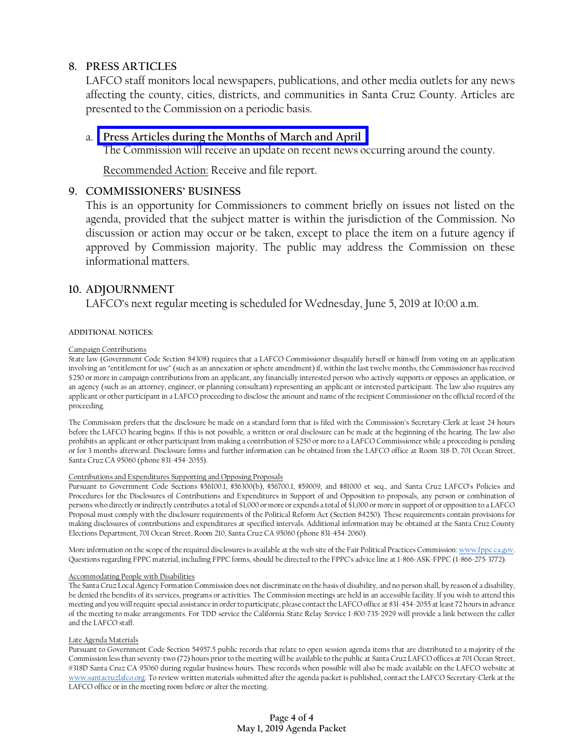## 8. PRESS ARTICLES

LAFCO staff monitors local newspapers, publications, and other media outlets for any news affecting the county, cities, districts, and communities in Santa Cruz County. Articles are presented to the Commission on a periodic basis.

a. **Press Articles during the Months of March and April**

The Commission will receive an update on recent news occurring around the county.

Recommended Action: Receive and file report.

## 9. COMMISSIONERS' BUSINESS

This is an opportunity for Commissioners to comment briefly on issues not listed on the agenda, provided that the subject matter is within the jurisdiction of the Commission. No discussion or action may occur or be taken, except to place the item on a future agency if approved by Commission majority. The public may address the Commission on these informational matters.

## 10. ADJOURNMENT

LAFCO's next regular meeting is scheduled for Wednesday, June 5, 2019 at 10:00 a.m.

**ADDITIONAL NOTICES:**

Campaign Contributions

State law (Government Code Section 84308) requires that a LAFCO Commissioner disqualify herself or himself from voting on an application involving an "entitlement for use" (such as an annexation or sphere amendment) if, within the last twelve months, the Commissioner has received $250 or more in campaign contributions from an applicant, any financially interested person who actively supports or opposes an application, or an agency (such as an attorney, engineer, or planning consultant) representing an applicant or interested participant. The law also requires any applicant or other participant in a LAFCO proceeding to disclose the amount and name of the recipient Commissioner on the official record of the proceeding.

The Commission prefers that the disclosure be made on a standard form that is filed with the Commission's Secretary-Clerk at least 24 hours before the LAFCO hearing begins. If this is not possible, a written or oral disclosure can be made at the beginning of the hearing. The law also prohibits an applicant or other participant from making a contribution of $250 or more to a LAFCO Commissioner while a proceeding is pending or for 3 months afterward. Disclosure forms and further information can be obtained from the LAFCO office at Room 318-D, 701 Ocean Street, Santa Cruz CA 95060 (phone 831-454-2055).

Contributions and Expenditures Supporting and Opposing Proposals

Pursuant to Government Code Sections §56100.1, §56300(b), §56700.1, §59009, and §81000 et seq., and Santa Cruz LAFCO's Policies and Procedures for the Disclosures of Contributions and Expenditures in Support of and Opposition to proposals, any person or combination of persons who directly or indirectly contributes a total of $1,000 or more or expends a total of $1,000 or more in support of or opposition to a LAFCO Proposal must comply with the disclosure requirements of the Political Reform Act (Section 84250). These requirements contain provisions for making disclosures of contributions and expenditures at specified intervals. Additional information may be obtained at the Santa Cruz County Elections Department, 701 Ocean Street, Room 210, Santa Cruz CA 95060 (phone 831-454-2060).

More information on the scope of the required disclosures is available at the web site of the Fair Political Practices Commission: www.fppc.ca.gov. Questions regarding FPPC material, including FPPC forms, should be directed to the FPPC's advice line at 1-866-ASK-FPPC (1-866-275-3772).

Accommodating People with Disabilities

The Santa Cruz Local Agency Formation Commission does not discriminate on the basis of disability, and no person shall, by reason of a disability, be denied the benefits of its services, programs or activities. The Commission meetings are held in an accessible facility. If you wish to attend this meeting and you will require special assistance in order to participate, please contact the LAFCO office at 831-454-2055 at least 72 hours in advance of the meeting to make arrangements. For TDD service the California State Relay Service 1-800-735-2929 will provide a link between the caller and the LAFCO staff.

Late Agenda Materials

Pursuant to Government Code Section 54957.5 public records that relate to open session agenda items that are distributed to a majority of the Commission less than seventy-two (72) hours prior to the meeting will be available to the public at Santa Cruz LAFCO offices at 701 Ocean Street, #318D Santa Cruz CA 95060 during regular business hours. These records when possible will also be made available on the LAFCO website at www.santacruzlafco.org. To review written materials submitted after the agenda packet is published, contact the LAFCO Secretary-Clerk at the LAFCO office or in the meeting room before or after the meeting.